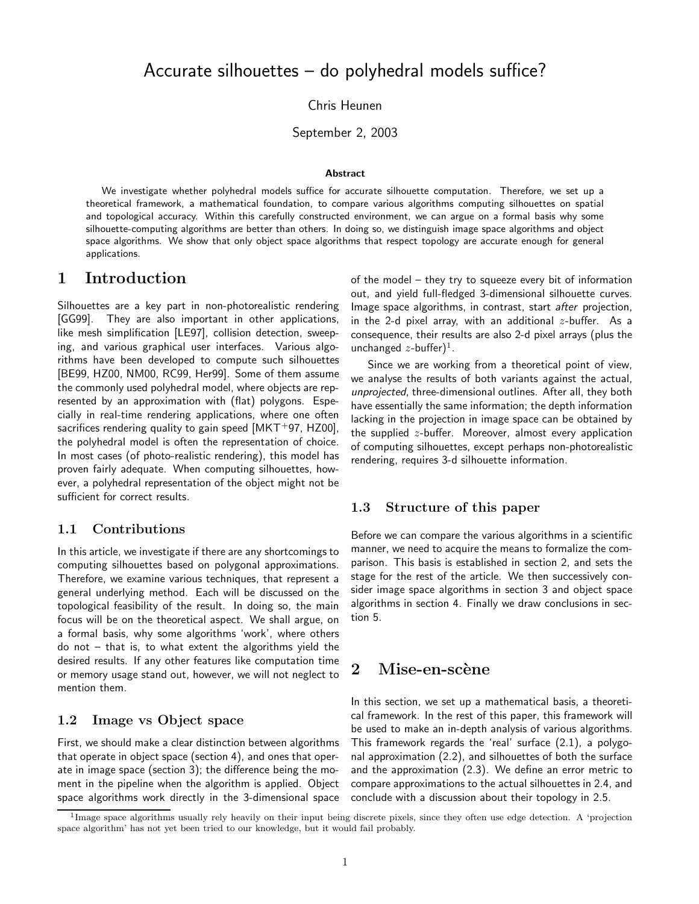# Accurate silhouettes – do polyhedral models suffice?

Chris Heunen

September 2, 2003

**Abstract**

We investigate whether polyhedral models suffice for accurate silhouette computation. Therefore, we set up a theoretical framework, a mathematical foundation, to compare various algorithms computing silhouettes on spatial and topological accuracy. Within this carefully constructed environment, we can argue on a formal basis why some silhouette-computing algorithms are better than others. In doing so, we distinguish image space algorithms and object space algorithms. We show that only object space algorithms that respect topology are accurate enough for general applications.

## 1 Introduction

Silhouettes are a key part in non-photorealistic rendering [GG99]. They are also important in other applications, like mesh simplification [LE97], collision detection, sweeping, and various graphical user interfaces. Various algorithms have been developed to compute such silhouettes [BE99, HZ00, NM00, RC99, Her99]. Some of them assume the commonly used polyhedral model, where objects are represented by an approximation with (flat) polygons. Especially in real-time rendering applications, where one often sacrifices rendering quality to gain speed [MKT+97, HZ00], the polyhedral model is often the representation of choice. In most cases (of photo-realistic rendering), this model has proven fairly adequate. When computing silhouettes, however, a polyhedral representation of the object might not be sufficient for correct results.

### 1.1 Contributions

In this article, we investigate if there are any shortcomings to computing silhouettes based on polygonal approximations. Therefore, we examine various techniques, that represent a general underlying method. Each will be discussed on the topological feasibility of the result. In doing so, the main focus will be on the theoretical aspect. We shall argue, on a formal basis, why some algorithms 'work', where others do not – that is, to what extent the algorithms yield the desired results. If any other features like computation time or memory usage stand out, however, we will not neglect to mention them.

### 1.2 Image vs Object space

First, we should make a clear distinction between algorithms that operate in object space (section 4), and ones that operate in image space (section 3); the difference being the moment in the pipeline when the algorithm is applied. Object space algorithms work directly in the 3-dimensional space of the model – they try to squeeze every bit of information out, and yield full-fledged 3-dimensional silhouette curves. Image space algorithms, in contrast, start *after* projection, in the 2-d pixel array, with an additional $z$-buffer. As a consequence, their results are also 2-d pixel arrays (plus the unchanged $z$-buffer)[1].

Since we are working from a theoretical point of view, we analyse the results of both variants against the actual, *unprojected*, three-dimensional outlines. After all, they both have essentially the same information; the depth information lacking in the projection in image space can be obtained by the supplied $z$-buffer. Moreover, almost every application of computing silhouettes, except perhaps non-photorealistic rendering, requires 3-d silhouette information.

### 1.3 Structure of this paper

Before we can compare the various algorithms in a scientific manner, we need to acquire the means to formalize the comparison. This basis is established in section 2, and sets the stage for the rest of the article. We then successively consider image space algorithms in section 3 and object space algorithms in section 4. Finally we draw conclusions in section 5.

## 2 Mise-en-scène

In this section, we set up a mathematical basis, a theoretical framework. In the rest of this paper, this framework will be used to make an in-depth analysis of various algorithms. This framework regards the 'real' surface (2.1), a polygonal approximation (2.2), and silhouettes of both the surface and the approximation (2.3). We define an error metric to compare approximations to the actual silhouettes in 2.4, and conclude with a discussion about their topology in 2.5.

[1] Image space algorithms usually rely heavily on their input being discrete pixels, since they often use edge detection. A 'projection space algorithm' has not yet been tried to our knowledge, but it would fail probably.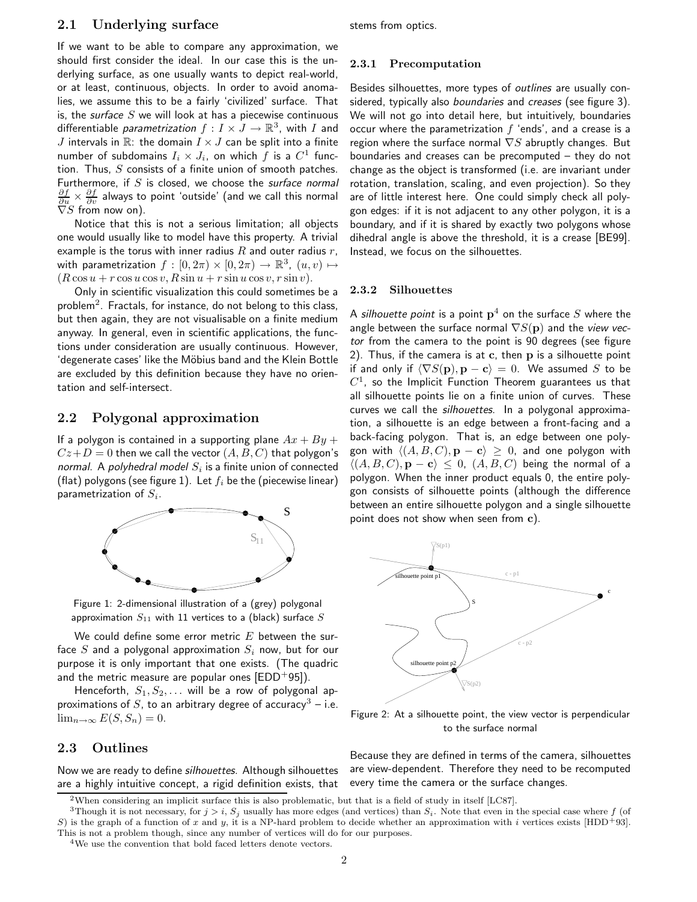## 2.1 Underlying surface

If we want to be able to compare any approximation, we should first consider the ideal. In our case this is the underlying surface, as one usually wants to depict real-world, or at least, continuous, objects. In order to avoid anomalies, we assume this to be a fairly 'civilized' surface. That is, the *surface* $S$ we will look at has a piecewise continuous differentiable *parametrization* $f : I \times J \to \mathbb{R}^3$, with $I$ and $J$ intervals in $\mathbb{R}$: the domain $I \times J$ can be split into a finite number of subdomains $I_i \times J_i$, on which $f$ is a $C^1$ function. Thus, $S$ consists of a finite union of smooth patches. Furthermore, if $S$ is closed, we choose the *surface normal* $\frac{\partial f}{\partial u} \times \frac{\partial f}{\partial v}$ always to point 'outside' (and we call this normal $\nabla S$ from now on).

Notice that this is not a serious limitation; all objects one would usually like to model have this property. A trivial example is the torus with inner radius $R$ and outer radius $r$, with parametrization $f : [0, 2\pi) \times [0, 2\pi) \to \mathbb{R}^3$, $(u, v) \mapsto (R \cos u + r \cos u \cos v, R \sin u + r \sin u \cos v, r \sin v)$.

Only in scientific visualization this could sometimes be a problem[2]. Fractals, for instance, do not belong to this class, but then again, they are not visualisable on a finite medium anyway. In general, even in scientific applications, the functions under consideration are usually continuous. However, 'degenerate cases' like the Möbius band and the Klein Bottle are excluded by this definition because they have no orientation and self-intersect.

## 2.2 Polygonal approximation

If a polygon is contained in a supporting plane $Ax + By + Cz + D = 0$ then we call the vector $(A, B, C)$ that polygon's *normal*. A *polyhedral model* $S_i$ is a finite union of connected (flat) polygons (see figure 1). Let $f_i$ be the (piecewise linear) parametrization of $S_i$.

Figure 1: 2-dimensional illustration of a (grey) polygonal approximation $S_{11}$ with 11 vertices to a (black) surface $S$

We could define some error metric $E$ between the surface $S$ and a polygonal approximation $S_i$ now, but for our purpose it is only important that one exists. (The quadric and the metric measure are popular ones [EDD+95]).

Henceforth, $S_1, S_2, \ldots$ will be a row of polygonal approximations of $S$, to an arbitrary degree of accuracy[3] – i.e. $\lim_{n\to\infty} E(S, S_n) = 0$.

## 2.3 Outlines

Now we are ready to define *silhouettes*. Although silhouettes are a highly intuitive concept, a rigid definition exists, that stems from optics.

### 2.3.1 Precomputation

Besides silhouettes, more types of *outlines* are usually considered, typically also *boundaries* and *creases* (see figure 3). We will not go into detail here, but intuitively, boundaries occur where the parametrization $f$ 'ends', and a crease is a region where the surface normal $\nabla S$ abruptly changes. But boundaries and creases can be precomputed – they do not change as the object is transformed (i.e. are invariant under rotation, translation, scaling, and even projection). So they are of little interest here. One could simply check all polygon edges: if it is not adjacent to any other polygon, it is a boundary, and if it is shared by exactly two polygons whose dihedral angle is above the threshold, it is a crease [BE99]. Instead, we focus on the silhouettes.

### 2.3.2 Silhouettes

A *silhouette point* is a point $\mathbf{p}$[4] on the surface $S$ where the angle between the surface normal $\nabla S(\mathbf{p})$ and the *view vector* from the camera to the point is 90 degrees (see figure 2). Thus, if the camera is at $\mathbf{c}$, then $\mathbf{p}$ is a silhouette point if and only if $\langle \nabla S(\mathbf{p}), \mathbf{p} - \mathbf{c} \rangle = 0$. We assumed $S$ to be $C^1$, so the Implicit Function Theorem guarantees us that all silhouette points lie on a finite union of curves. These curves we call the *silhouettes*. In a polygonal approximation, a silhouette is an edge between a front-facing and a back-facing polygon. That is, an edge between one polygon with $\langle (A, B, C), \mathbf{p} - \mathbf{c} \rangle \geq 0$, and one polygon with $\langle (A, B, C), \mathbf{p} - \mathbf{c} \rangle \leq 0$, $(A, B, C)$ being the normal of a polygon. When the inner product equals 0, the entire polygon consists of silhouette points (although the difference between an entire silhouette polygon and a single silhouette point does not show when seen from $\mathbf{c}$).

Figure 2: At a silhouette point, the view vector is perpendicular to the surface normal

Because they are defined in terms of the camera, silhouettes are view-dependent. Therefore they need to be recomputed every time the camera or the surface changes.

---

[2] When considering an implicit surface this is also problematic, but that is a field of study in itself [LC87].

[3] Though it is not necessary, for $j > i$, $S_j$ usually has more edges (and vertices) than $S_i$. Note that even in the special case where $f$ (of $S$) is the graph of a function of $x$ and $y$, it is a NP-hard problem to decide whether an approximation with $i$ vertices exists [HDD+93]. This is not a problem though, since any number of vertices will do for our purposes.

[4] We use the convention that bold faced letters denote vectors.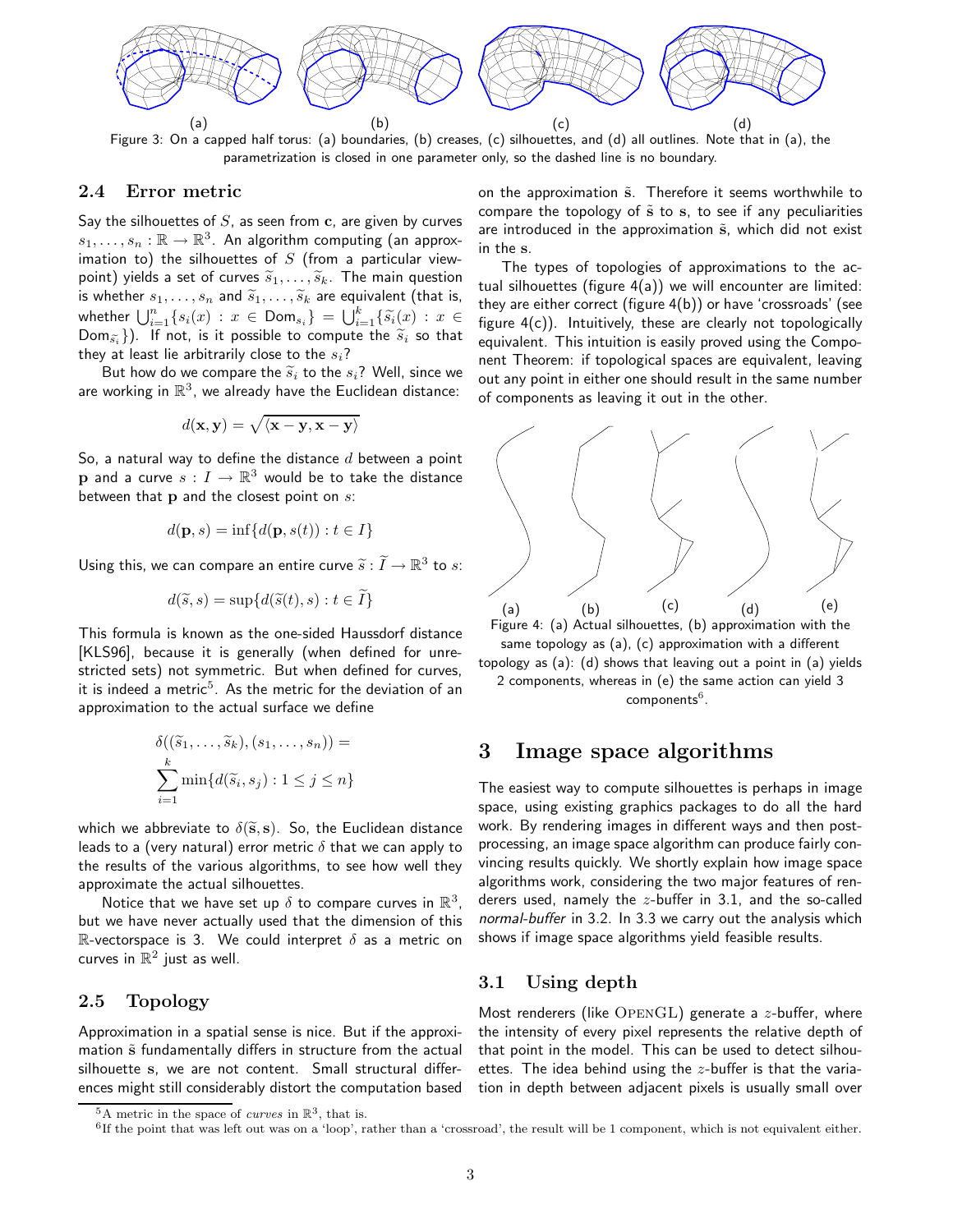(a) (b) (c) (d)

Figure 3: On a capped half torus: (a) boundaries, (b) creases, (c) silhouettes, and (d) all outlines. Note that in (a), the parametrization is closed in one parameter only, so the dashed line is no boundary.

### 2.4 Error metric

Say the silhouettes of $S$, as seen from $\mathbf{c}$, are given by curves $s_1, \ldots, s_n : \mathbb{R} \to \mathbb{R}^3$. An algorithm computing (an approximation to) the silhouettes of $S$ (from a particular viewpoint) yields a set of curves $\widetilde{s}_1, \ldots, \widetilde{s}_k$. The main question is whether $s_1, \ldots, s_n$ and $\widetilde{s}_1, \ldots, \widetilde{s}_k$ are equivalent (that is, whether $\bigcup_{i=1}^n \{s_i(x) : x \in \mathsf{Dom}_{s_i}\} = \bigcup_{i=1}^k \{\widetilde{s}_i(x) : x \in \mathsf{Dom}_{\widetilde{s}_i}\}$). If not, is it possible to compute the $\widetilde{s}_i$ so that they at least lie arbitrarily close to the $s_i$?

But how do we compare the $\widetilde{s}_i$ to the $s_i$? Well, since we are working in $\mathbb{R}^3$, we already have the Euclidean distance:

$$d(\mathbf{x}, \mathbf{y}) = \sqrt{\langle \mathbf{x} - \mathbf{y}, \mathbf{x} - \mathbf{y} \rangle}$$

So, a natural way to define the distance $d$ between a point $\mathbf{p}$ and a curve $s : I \to \mathbb{R}^3$ would be to take the distance between that $\mathbf{p}$ and the closest point on $s$:

$$d(\mathbf{p}, s) = \inf\{d(\mathbf{p}, s(t)) : t \in I\}$$

Using this, we can compare an entire curve $\widetilde{s} : \widetilde{I} \to \mathbb{R}^3$ to $s$:

$$d(\widetilde{s}, s) = \sup\{d(\widetilde{s}(t), s) : t \in \widetilde{I}\}$$

This formula is known as the one-sided Haussdorff distance [KLS96], because it is generally (when defined for unrestricted sets) not symmetric. But when defined for curves, it is indeed a metric[5]. As the metric for the deviation of an approximation to the actual surface we define

$$\delta((\widetilde{s}_1, \ldots, \widetilde{s}_k), (s_1, \ldots, s_n)) = \sum_{i=1}^{k} \min\{d(\widetilde{s}_i, s_j) : 1 \leq j \leq n\}$$

which we abbreviate to $\delta(\widetilde{\mathbf{s}}, \mathbf{s})$. So, the Euclidean distance leads to a (very natural) error metric $\delta$ that we can apply to the results of the various algorithms, to see how well they approximate the actual silhouettes.

Notice that we have set up $\delta$ to compare curves in $\mathbb{R}^3$, but we have never actually used that the dimension of this $\mathbb{R}$-vectorspace is 3. We could interpret $\delta$ as a metric on curves in $\mathbb{R}^2$ just as well.

### 2.5 Topology

Approximation in a spatial sense is nice. But if the approximation $\tilde{\mathbf{s}}$ fundamentally differs in structure from the actual silhouette $\mathbf{s}$, we are not content. Small structural differences might still considerably distort the computation based on the approximation $\tilde{\mathbf{s}}$. Therefore it seems worthwhile to compare the topology of $\tilde{\mathbf{s}}$ to $\mathbf{s}$, to see if any peculiarities are introduced in the approximation $\tilde{\mathbf{s}}$, which did not exist in the $\mathbf{s}$.

The types of topologies of approximations to the actual silhouettes (figure 4(a)) we will encounter are limited: they are either correct (figure 4(b)) or have 'crossroads' (see figure 4(c)). Intuitively, these are clearly not topologically equivalent. This intuition is easily proved using the Component Theorem: if topological spaces are equivalent, leaving out any point in either one should result in the same number of components as leaving out in the other.

(a) (b) (c) (d) (e)

Figure 4: (a) Actual silhouettes, (b) approximation with the same topology as (a), (c) approximation with a different topology as (a): (d) shows that leaving out a point in (a) yields 2 components, whereas in (e) the same action can yield 3 components[6].

## 3 Image space algorithms

The easiest way to compute silhouettes is perhaps in image space, using existing graphics packages to do all the hard work. By rendering images in different ways and then post-processing, an image space algorithm can produce fairly convincing results quickly. We shortly explain how image space algorithms work, considering the two major features of renderers used, namely the $z$-buffer in 3.1, and the so-called *normal-buffer* in 3.2. In 3.3 we carry out the analysis which shows if image space algorithms yield feasible results.

### 3.1 Using depth

Most renderers (like OpenGL) generate a $z$-buffer, where the intensity of every pixel represents the relative depth of that point in the model. This can be used to detect silhouettes. The idea behind using the $z$-buffer is that the variation in depth between adjacent pixels is usually small over

[5] A metric in the space of *curves* in $\mathbb{R}^3$, that is.

[6] If the point that was left out was on a 'loop', rather than a 'crossroad', the result will be 1 component, which is not equivalent either.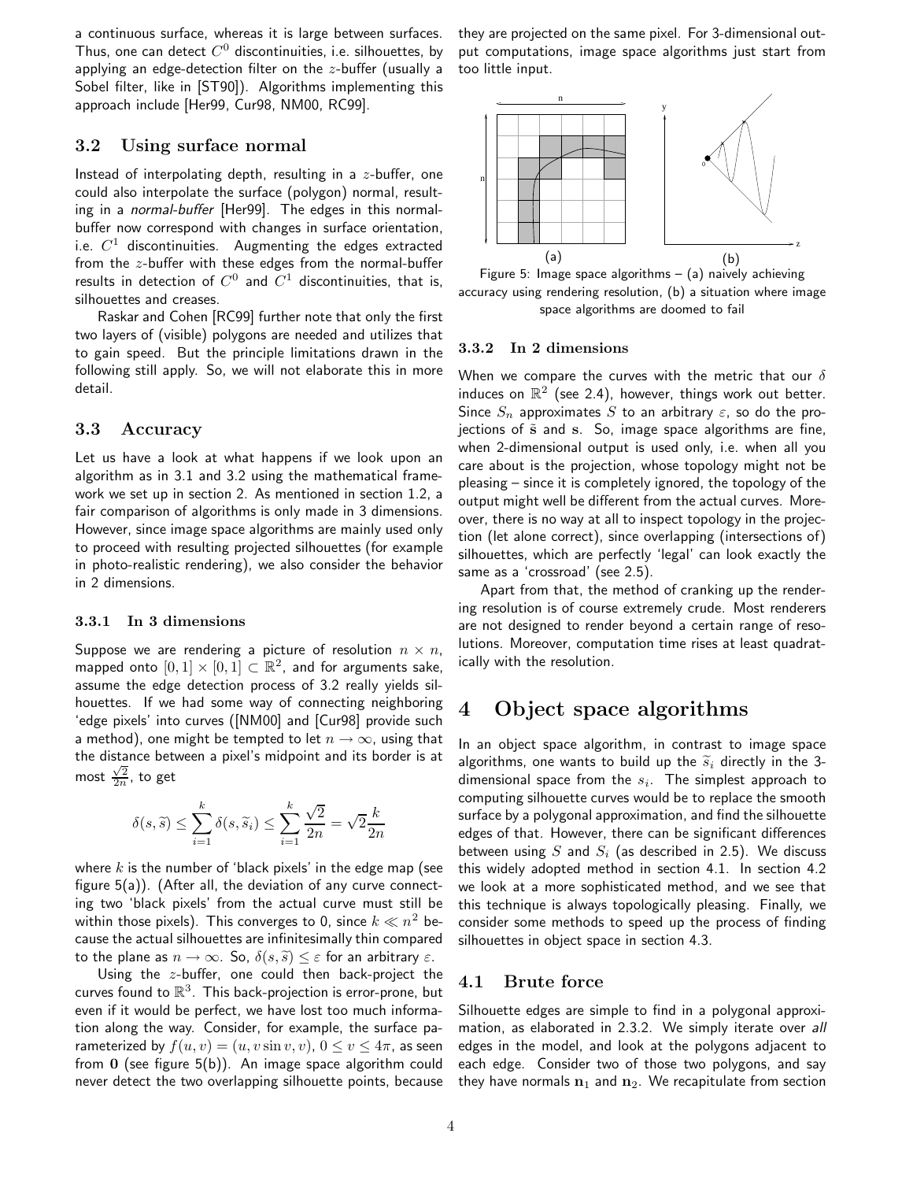a continuous surface, whereas it is large between surfaces. Thus, one can detect $C^0$ discontinuities, i.e. silhouettes, by applying an edge-detection filter on the $z$-buffer (usually a Sobel filter, like in [ST90]). Algorithms implementing this approach include [Her99, Cur98, NM00, RC99].

### 3.2 Using surface normal

Instead of interpolating depth, resulting in a $z$-buffer, one could also interpolate the surface (polygon) normal, resulting in a *normal-buffer* [Her99]. The edges in this normal-buffer now correspond with changes in surface orientation, i.e. $C^1$ discontinuities. Augmenting the edges extracted from the $z$-buffer with these edges from the normal-buffer results in detection of $C^0$ and $C^1$ discontinuities, that is, silhouettes and creases.

Raskar and Cohen [RC99] further note that only the first two layers of (visible) polygons are needed and utilizes that to gain speed. But the principle limitations drawn in the following still apply. So, we will not elaborate this in more detail.

### 3.3 Accuracy

Let us have a look at what happens if we look upon an algorithm as in 3.1 and 3.2 using the mathematical framework we set up in section 2. As mentioned in section 1.2, a fair comparison of algorithms is only made in 3 dimensions. However, since image space algorithms are mainly used only to proceed with resulting projected silhouettes (for example in photo-realistic rendering), we also consider the behavior in 2 dimensions.

#### 3.3.1 In 3 dimensions

Suppose we are rendering a picture of resolution $n \times n$, mapped onto $[0,1] \times [0,1] \subset \mathbb{R}^2$, and for arguments sake, assume the edge detection process of 3.2 really yields silhouettes. If we had some way of connecting neighboring 'edge pixels' into curves ([NM00] and [Cur98] provide such a method), one might be tempted to let $n \to \infty$, using that the distance between a pixel's midpoint and its border is at most $\frac{\sqrt{2}}{2n}$, to get

$$\delta(s, \widetilde{s}) \leq \sum_{i=1}^{k} \delta(s, \widetilde{s}_i) \leq \sum_{i=1}^{k} \frac{\sqrt{2}}{2n} = \sqrt{2}\frac{k}{2n}$$

where $k$ is the number of 'black pixels' in the edge map (see figure 5(a)). (After all, the deviation of any curve connecting two 'black pixels' from the actual curve must still be within those pixels). This converges to 0, since $k \ll n^2$ because the actual silhouettes are infinitesimally thin compared to the plane as $n \to \infty$. So, $\delta(s, \widetilde{s}) \leq \varepsilon$ for an arbitrary $\varepsilon$.

Using the $z$-buffer, one could then back-project the curves found to $\mathbb{R}^3$. This back-projection is error-prone, but even if it would be perfect, we have lost too much information along the way. Consider, for example, the surface parameterized by $f(u, v) = (u, v \sin v, v)$, $0 \leq v \leq 4\pi$, as seen from $\mathbf{0}$ (see figure 5(b)). An image space algorithm could never detect the two overlapping silhouette points, because they are projected on the same pixel. For 3-dimensional output computations, image space algorithms just start from too little input.

Figure 5: Image space algorithms – (a) naively achieving accuracy using rendering resolution, (b) a situation where image space algorithms are doomed to fail

#### 3.3.2 In 2 dimensions

When we compare the curves with the metric that our $\delta$ induces on $\mathbb{R}^2$ (see 2.4), however, things work out better. Since $S_n$ approximates $S$ to an arbitrary $\varepsilon$, so do the projections of $\tilde{\mathbf{s}}$ and $\mathbf{s}$. So, image space algorithms are fine, when 2-dimensional output is used only, i.e. when all you care about is the projection, whose topology might not be pleasing – since it is completely ignored, the topology of the output might well be different from the actual curves. Moreover, there is no way at all to inspect topology in the projection (let alone correct), since overlapping (intersections of) silhouettes, which are perfectly 'legal' can look exactly the same as a 'crossroad' (see 2.5).

Apart from that, the method of cranking up the rendering resolution is of course extremely crude. Most renderers are not designed to render beyond a certain range of resolutions. Moreover, computation time rises at least quadratically with the resolution.

## 4 Object space algorithms

In an object space algorithm, in contrast to image space algorithms, one wants to build up the $\widetilde{s}_i$ directly in the 3-dimensional space from the $s_i$. The simplest approach to computing silhouette curves would be to replace the smooth surface by a polygonal approximation, and find the silhouette edges of that. However, there can be significant differences between using $S$ and $S_i$ (as described in 2.5). We discuss this widely adopted method in section 4.1. In section 4.2 we look at a more sophisticated method, and we see that this technique is always topologically pleasing. Finally, we consider some methods to speed up the process of finding silhouettes in object space in section 4.3.

### 4.1 Brute force

Silhouette edges are simple to find in a polygonal approximation, as elaborated in 2.3.2. We simply iterate over *all* edges in the model, and look at the polygons adjacent to each edge. Consider two of those two polygons, and say they have normals $\mathbf{n}_1$ and $\mathbf{n}_2$. We recapitulate from section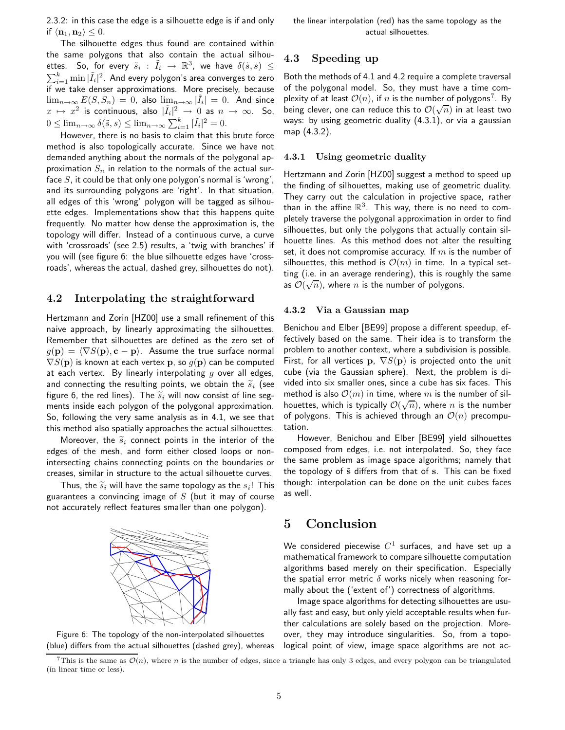2.3.2: in this case the edge is a silhouette edge is if and only if $\langle \mathbf{n}_1, \mathbf{n}_2 \rangle \leq 0$.

The silhouette edges thus found are contained within the same polygons that also contain the actual silhouettes. So, for every $\tilde{s}_i : \tilde{I}_i \to \mathbb{R}^3$, we have $\delta(\tilde{s}, s) \leq \sum_{i=1}^{k} \min |\tilde{I}_i|^2$. And every polygon's area converges to zero if we take denser approximations. More precisely, because $\lim_{n\to\infty} E(S, S_n) = 0$, also $\lim_{n\to\infty} |\tilde{I}_i| = 0$. And since $x \mapsto x^2$ is continuous, also $|\tilde{I}_i|^2 \to 0$ as $n \to \infty$. So, $0 \leq \lim_{n\to\infty} \delta(\tilde{s}, s) \leq \lim_{n\to\infty} \sum_{i=1}^{k} |\tilde{I}_i|^2 = 0$.

However, there is no basis to claim that this brute force method is also topologically accurate. Since we have not demanded anything about the normals of the polygonal approximation $S_n$ in relation to the normals of the actual surface $S$, it could be that only one polygon's normal is 'wrong', and its surrounding polygons are 'right'. In that situation, all edges of this 'wrong' polygon will be tagged as silhouette edges. Implementations show that this happens quite frequently. No matter how dense the approximation is, the topology will differ. Instead of a continuous curve, a curve with 'crossroads' (see 2.5) results, a 'twig with branches' if you will (see figure 6: the blue silhouette edges have 'crossroads', whereas the actual, dashed grey, silhouettes do not).

## 4.2 Interpolating the straightforward

Hertzmann and Zorin [HZ00] use a small refinement of this naive approach, by linearly approximating the silhouettes. Remember that silhouettes are defined as the zero set of $g(\mathbf{p}) = \langle \nabla S(\mathbf{p}), \mathbf{c} - \mathbf{p} \rangle$. Assume the true surface normal $\nabla S(\mathbf{p})$ is known at each vertex $\mathbf{p}$, so $g(\mathbf{p})$ can be computed at each vertex. By linearly interpolating $g$ over all edges, and connecting the resulting points, we obtain the $\widetilde{s}_i$ (see figure 6, the red lines). The $\widetilde{s}_i$ will now consist of line segments inside each polygon of the polygonal approximation. So, following the very same analysis as in 4.1, we see that this method also spatially approaches the actual silhouettes.

Moreover, the $\widetilde{s}_i$ connect points in the interior of the edges of the mesh, and form either closed loops or non-intersecting chains connecting points on the boundaries or creases, similar in structure to the actual silhouette curves.

Thus, the $\widetilde{s}_i$ will have the same topology as the $s_i$! This guarantees a convincing image of $S$ (but it may of course not accurately reflect features smaller than one polygon).

Figure 6: The topology of the non-interpolated silhouettes (blue) differs from the actual silhouettes (dashed grey), whereas the linear interpolation (red) has the same topology as the actual silhouettes.

## 4.3 Speeding up

Both the methods of 4.1 and 4.2 require a complete traversal of the polygonal model. So, they must have a time complexity of at least $\mathcal{O}(n)$, if $n$ is the number of polygons[7]. By being clever, one can reduce this to $\mathcal{O}(\sqrt{n})$ in at least two ways: by using geometric duality (4.3.1), or via a gaussian map (4.3.2).

### 4.3.1 Using geometric duality

Hertzmann and Zorin [HZ00] suggest a method to speed up the finding of silhouettes, making use of geometric duality. They carry out the calculation in projective space, rather than in the affine $\mathbb{R}^3$. This way, there is no need to completely traverse the polygonal approximation in order to find silhouettes, but only the polygons that actually contain silhouette lines. As this method does not alter the resulting set, it does not compromise accuracy. If $m$ is the number of silhouettes, this method is $\mathcal{O}(m)$ in time. In a typical setting (i.e. in an average rendering), this is roughly the same as $\mathcal{O}(\sqrt{n})$, where $n$ is the number of polygons.

### 4.3.2 Via a Gaussian map

Benichou and Elber [BE99] propose a different speedup, effectively based on the same. Their idea is to transform the problem to another context, where a subdivision is possible. First, for all vertices $\mathbf{p}$, $\nabla S(\mathbf{p})$ is projected onto the unit cube (via the Gaussian sphere). Next, the problem is divided into six smaller ones, since a cube has six faces. This method is also $\mathcal{O}(m)$ in time, where $m$ is the number of silhouettes, which is typically $\mathcal{O}(\sqrt{n})$, where $n$ is the number of polygons. This is achieved through an $\mathcal{O}(n)$ precomputation.

However, Benichou and Elber [BE99] yield silhouettes composed from edges, i.e. not interpolated. So, they face the same problem as image space algorithms; namely that the topology of $\tilde{\mathbf{s}}$ differs from that of $\mathbf{s}$. This can be fixed though: interpolation can be done on the unit cubes faces as well.

# 5 Conclusion

We considered piecewise $C^1$ surfaces, and have set up a mathematical framework to compare silhouette computation algorithms based merely on their specification. Especially the spatial error metric $\delta$ works nicely when reasoning formally about the ('extent of') correctness of algorithms.

Image space algorithms for detecting silhouettes are usually fast and easy, but only yield acceptable results when further calculations are solely based on the projection. Moreover, they may introduce singularities. So, from a topological point of view, image space algorithms are not ac-

[7] This is the same as $\mathcal{O}(n)$, where $n$ is the number of edges, since a triangle has only 3 edges, and every polygon can be triangulated (in linear time or less).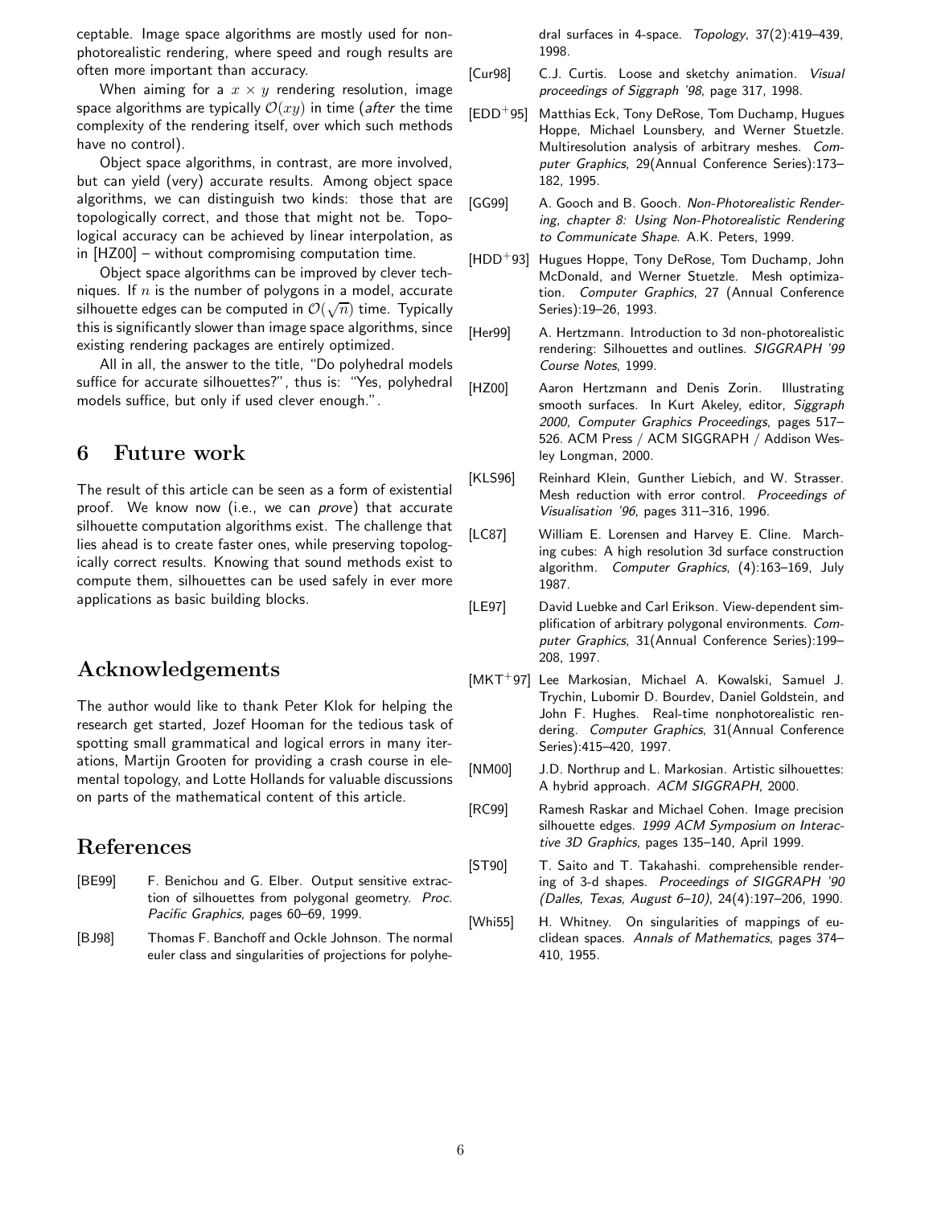ceptable. Image space algorithms are mostly used for non-photorealistic rendering, where speed and rough results are often more important than accuracy.

When aiming for a $x \times y$ rendering resolution, image space algorithms are typically $\mathcal{O}(xy)$ in time (*after* the time complexity of the rendering itself, over which such methods have no control).

Object space algorithms, in contrast, are more involved, but can yield (very) accurate results. Among object space algorithms, we can distinguish two kinds: those that are topologically correct, and those that might not be. Topological accuracy can be achieved by linear interpolation, as in [HZ00] – without compromising computation time.

Object space algorithms can be improved by clever techniques. If $n$ is the number of polygons in a model, accurate silhouette edges can be computed in $\mathcal{O}(\sqrt{n})$ time. Typically this is significantly slower than image space algorithms, since existing rendering packages are entirely optimized.

All in all, the answer to the title, "Do polyhedral models suffice for accurate silhouettes?", thus is: "Yes, polyhedral models suffice, but only if used clever enough.".

# 6 Future work

The result of this article can be seen as a form of existential proof. We know now (i.e., we can *prove*) that accurate silhouette computation algorithms exist. The challenge that lies ahead is to create faster ones, while preserving topologically correct results. Knowing that sound methods exist to compute them, silhouettes can be used safely in ever more applications as basic building blocks.

# Acknowledgements

The author would like to thank Peter Klok for helping the research get started, Jozef Hooman for the tedious task of spotting small grammatical and logical errors in many iterations, Martijn Grooten for providing a crash course in elemental topology, and Lotte Hollands for valuable discussions on parts of the mathematical content of this article.

# References

[BE99] F. Benichou and G. Elber. Output sensitive extraction of silhouettes from polygonal geometry. *Proc. Pacific Graphics*, pages 60–69, 1999.

[BJ98] Thomas F. Banchoff and Ockle Johnson. The normal euler class and singularities of projections for polyhedral surfaces in 4-space. *Topology*, 37(2):419–439, 1998.

[Cur98] C.J. Curtis. Loose and sketchy animation. *Visual proceedings of Siggraph '98*, page 317, 1998.

[EDD+95] Matthias Eck, Tony DeRose, Tom Duchamp, Hugues Hoppe, Michael Lounsbery, and Werner Stuetzle. Multiresolution analysis of arbitrary meshes. *Computer Graphics*, 29(Annual Conference Series):173–182, 1995.

[GG99] A. Gooch and B. Gooch. *Non-Photorealistic Rendering, chapter 8: Using Non-Photorealistic Rendering to Communicate Shape*. A.K. Peters, 1999.

[HDD+93] Hugues Hoppe, Tony DeRose, Tom Duchamp, John McDonald, and Werner Stuetzle. Mesh optimization. *Computer Graphics*, 27 (Annual Conference Series):19–26, 1993.

[Her99] A. Hertzmann. Introduction to 3d non-photorealistic rendering: Silhouettes and outlines. *SIGGRAPH '99 Course Notes*, 1999.

[HZ00] Aaron Hertzmann and Denis Zorin. Illustrating smooth surfaces. In Kurt Akeley, editor, *Siggraph 2000, Computer Graphics Proceedings*, pages 517–526. ACM Press / ACM SIGGRAPH / Addison Wesley Longman, 2000.

[KLS96] Reinhard Klein, Gunther Liebich, and W. Strasser. Mesh reduction with error control. *Proceedings of Visualisation '96*, pages 311–316, 1996.

[LC87] William E. Lorensen and Harvey E. Cline. Marching cubes: A high resolution 3d surface construction algorithm. *Computer Graphics*, (4):163–169, July 1987.

[LE97] David Luebke and Carl Erikson. View-dependent simplification of arbitrary polygonal environments. *Computer Graphics*, 31(Annual Conference Series):199–208, 1997.

[MKT+97] Lee Markosian, Michael A. Kowalski, Samuel J. Trychin, Lubomir D. Bourdev, Daniel Goldstein, and John F. Hughes. Real-time nonphotorealistic rendering. *Computer Graphics*, 31(Annual Conference Series):415–420, 1997.

[NM00] J.D. Northrup and L. Markosian. Artistic silhouettes: A hybrid approach. *ACM SIGGRAPH*, 2000.

[RC99] Ramesh Raskar and Michael Cohen. Image precision silhouette edges. *1999 ACM Symposium on Interactive 3D Graphics*, pages 135–140, April 1999.

[ST90] T. Saito and T. Takahashi. comprehensible rendering of 3-d shapes. *Proceedings of SIGGRAPH '90 (Dalles, Texas, August 6–10)*, 24(4):197–206, 1990.

[Whi55] H. Whitney. On singularities of mappings of euclidean spaces. *Annals of Mathematics*, pages 374–410, 1955.